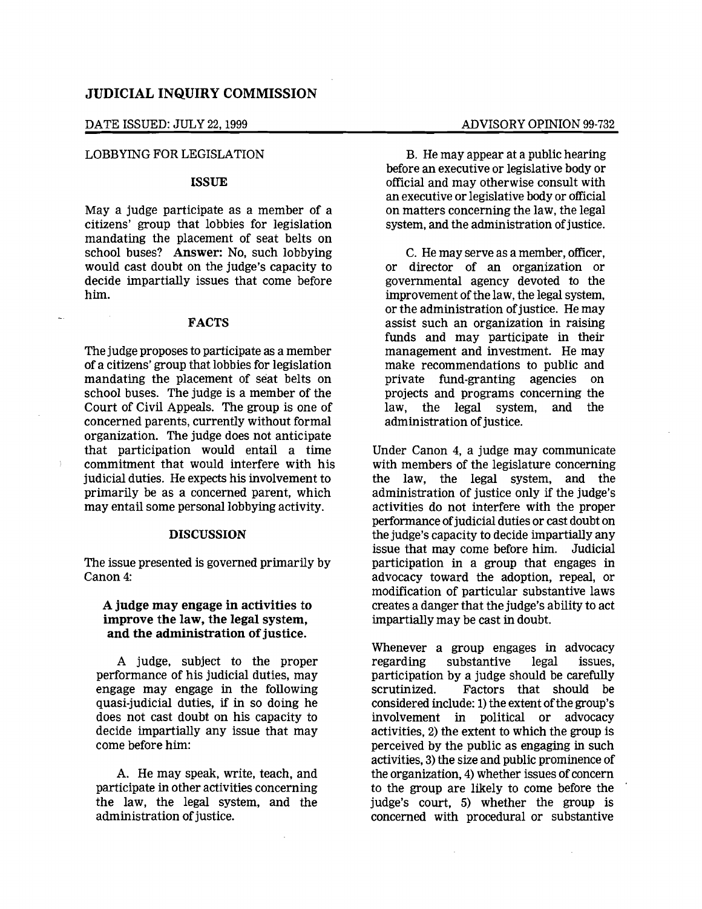## JUDICIAL INQUIRY COMMISSION

DATE ISSUED: JULY 22, 1999 ADVISORY OPINION 99-732

LOBBYING FOR LEGISLATION

### ISSUE

May a judge participate as a member of a citizens' group that lobbies for legislation mandating the placement of seat belts on school buses? **Answer:** No, such lobbying would cast doubt on the judge's capacity to decide impartially issues that come before him.

### FACTS

The judge proposes to participate as a member of a citizens' group that lobbies for legislation mandating the placement of seat belts on school buses. The judge is a member of the Court of Civil Appeals. The group is one of concerned parents, currently without formal organization. The judge does not anticipate that participation would entail a time commitment that would interfere with his judicial duties. He expects his involvement to primarily be as a concerned parent, which may entail some personal lobbying activity.

### DISCUSSION

The issue presented is governed primarily by Canon 4:

**A judge may engage in activities to improve the law, the legal system, and the administration of justice.**

A judge, subject to the proper performance of his judicial duties, may engage may engage in the following quasi-judicial duties, if in so doing he does not cast doubt on his capacity to decide impartially any issue that may come before him:

A. He may speak, write, teach, and participate in other activities concerning the law, the legal system, and the administration of justice.

B. He may appear at a public hearing before an executive or legislative body or official and may otherwise consult with an executive or legislative body or official on matters concerning the law, the legal system, and the administration of justice.

C. He may serve as a member, officer, or director of an organization or governmental agency devoted to the improvement of the law, the legal system, or the administration of justice. He may assist such an organization in raising funds and may participate in their management and investment. He may make recommendations to public and private fund-granting agencies on projects and programs concerning the law, the legal system, and the administration of justice.

Under Canon 4, a judge may communicate with members of the legislature concerning the law, the legal system, and the administration of justice only if the judge's activities do not interfere with the proper performance of judicial duties or cast doubt on the judge's capacity to decide impartially any issue that may come before him. Judicial participation in a group that engages in advocacy toward the adoption, repeal, or modification of particular substantive laws creates a danger that the judge's ability to act impartially may be cast in doubt.

Whenever a group engages in advocacy regarding substantive legal issues, participation by a judge should be carefully scrutinized. Factors that should be considered include: 1) the extent of the group's involvement in political or advocacy activities, 2) the extent to which the group is perceived by the public as engaging in such activities, 3) the size and public prominence of the organization, 4) whether issues of concern to the group are likely to come before the judge's court, 5) whether the group is concerned with procedural or substantive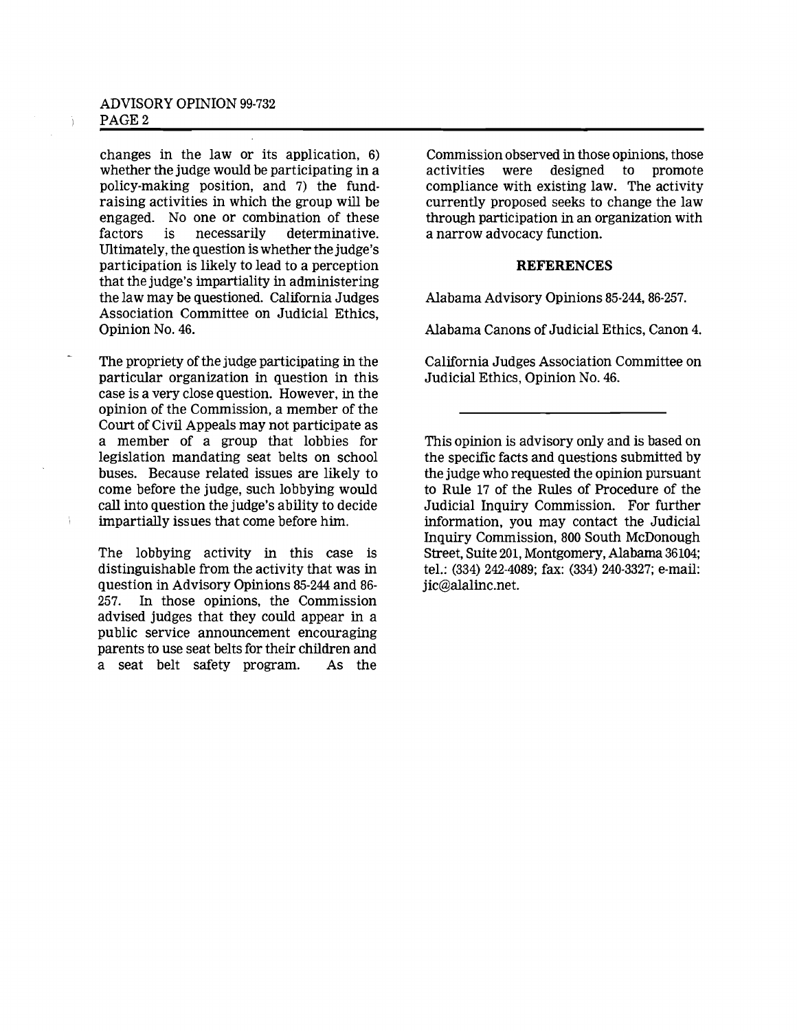changes in the law or its application, 6) whether the judge would be participating in a policy-making position, and 7) the fund-raising activities in which the group will be engaged. No one or combination of these factors is necessarily determinative. Ultimately, the question is whether the judge's participation is likely to lead to a perception that the judge's impartiality in administering the law may be questioned. California Judges Association Committee on Judicial Ethics, Opinion No. 46.

The propriety of the judge participating in the particular organization in question in this case is a very close question. However, in the opinion of the Commission, a member of the Court of Civil Appeals may not participate as a member of a group that lobbies for legislation mandating seat belts on school buses. Because related issues are likely to come before the judge, such lobbying would call into question the judge's ability to decide impartially issues that come before him.

The lobbying activity in this case is distinguishable from the activity that was in question in Advisory Opinions 85-244 and 86-257. In those opinions, the Commission advised judges that they could appear in a public service announcement encouraging parents to use seat belts for their children and a seat belt safety program. As the Commission observed in those opinions, those activities were designed to promote compliance with existing law. The activity currently proposed seeks to change the law through participation in an organization with a narrow advocacy function.

**REFERENCES**

Alabama Advisory Opinions 85-244, 86-257.

Alabama Canons of Judicial Ethics, Canon 4.

California Judges Association Committee on Judicial Ethics, Opinion No. 46.

---

This opinion is advisory only and is based on the specific facts and questions submitted by the judge who requested the opinion pursuant to Rule 17 of the Rules of Procedure of the Judicial Inquiry Commission. For further information, you may contact the Judicial Inquiry Commission, 800 South McDonough Street, Suite 201, Montgomery, Alabama 36104; tel.: (334) 242-4089; fax: (334) 240-3327; e-mail: jic@alalinc.net.